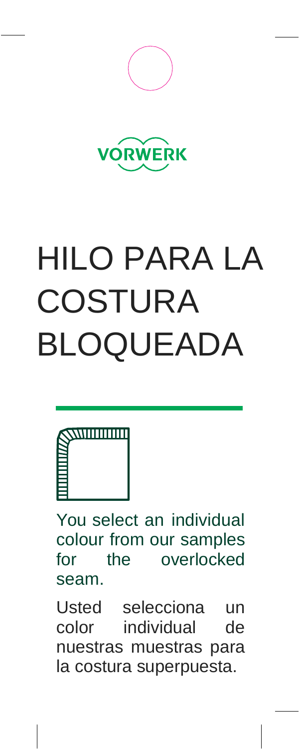VORWERK

# HILO PARA LA COSTURA BLOQUEADA

You select an individual colour from our samples for the overlocked seam.

Usted selecciona un color individual de nuestras muestras para la costura superpuesta.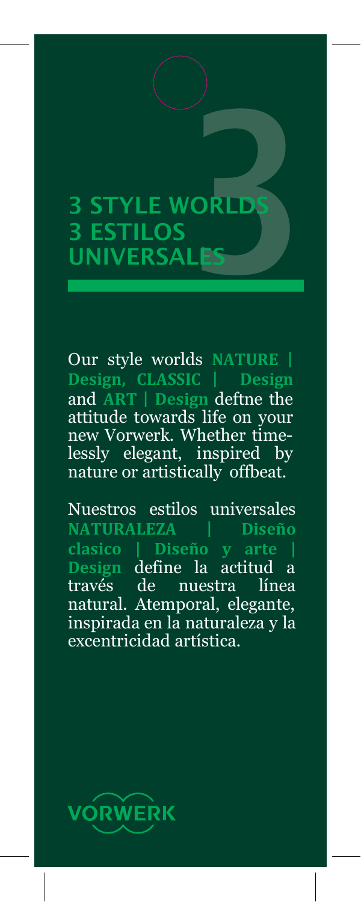# 3 STYLE WORLDS
# 3 ESTILOS UNIVERSALES

Our style worlds **NATURE | Design, CLASSIC | Design** and **ART | Design** deftne the attitude towards life on your new Vorwerk. Whether timelessly elegant, inspired by nature or artistically offbeat.

Nuestros estilos universales **NATURALEZA | Diseño clasico | Diseño y arte | Design** define la actitud a través de nuestra línea natural. Atemporal, elegante, inspirada en la naturaleza y la excentricidad artística.

VORWERK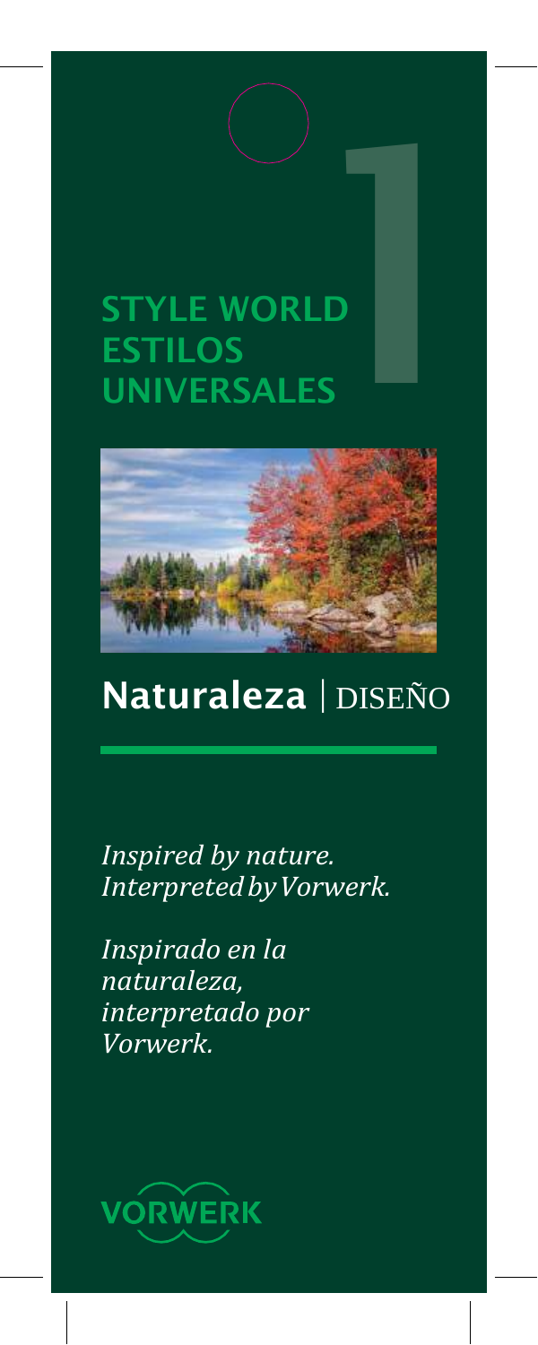1

# STYLE WORLD ESTILOS UNIVERSALES

## **Naturaleza** | DISEÑO

*Inspired by nature. Interpreted by Vorwerk.*

*Inspirado en la naturaleza, interpretado por Vorwerk.*

VORWERK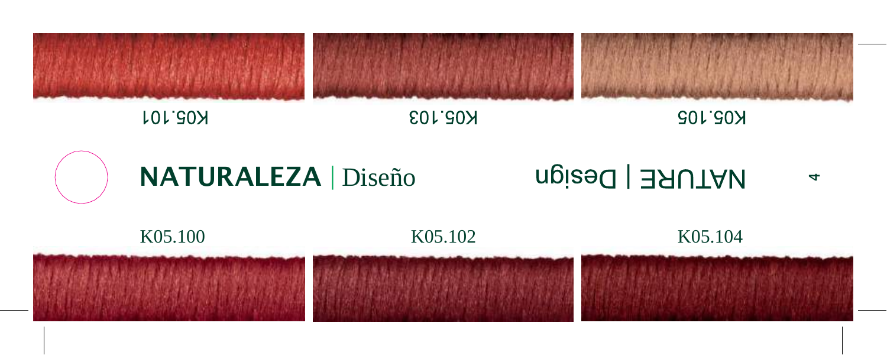K05.101

K05.103

K05.105

## NATURALEZA | Diseño

## NATURE | Design

K05.100

K05.102

K05.104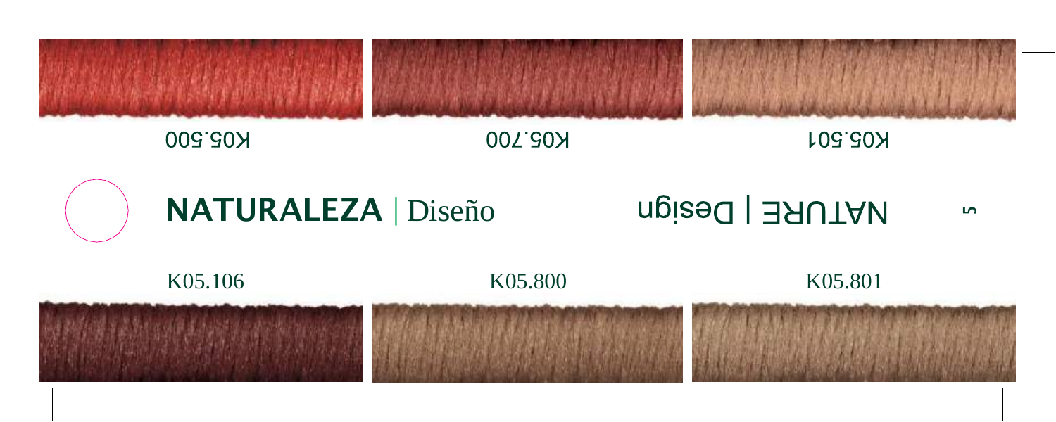K05.500

K05.700

K05.501

## NATURALEZA | Diseño

## NATURE | Design

K05.106

K05.800

K05.801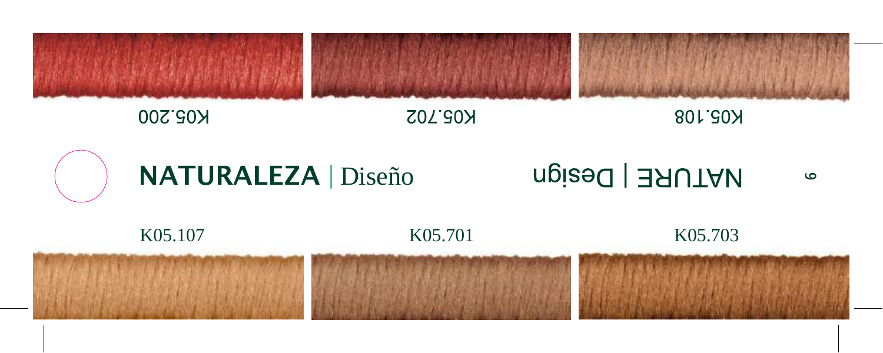K05.200

K05.702

K05.108

# NATURALEZA | Diseño

# NATURE | Design

K05.107

K05.701

K05.703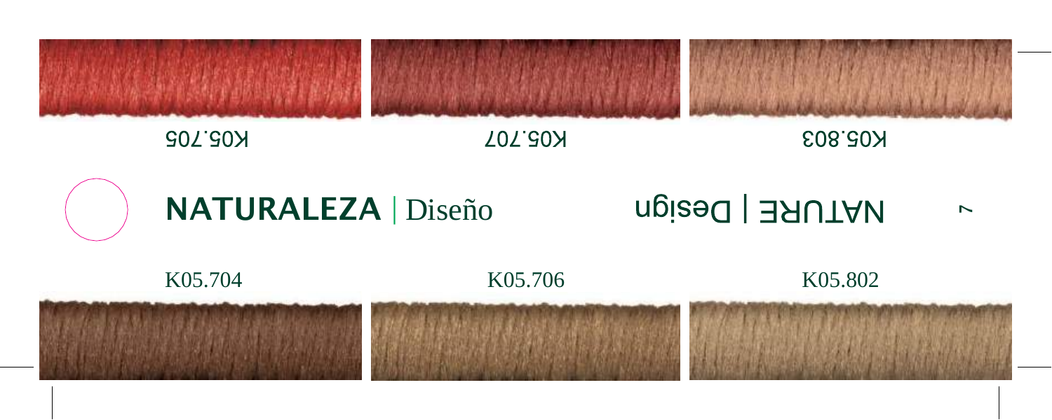K05.705

K05.707

K05.803

**NATURALEZA** | Diseño

NATURE | Design

K05.704

K05.706

K05.802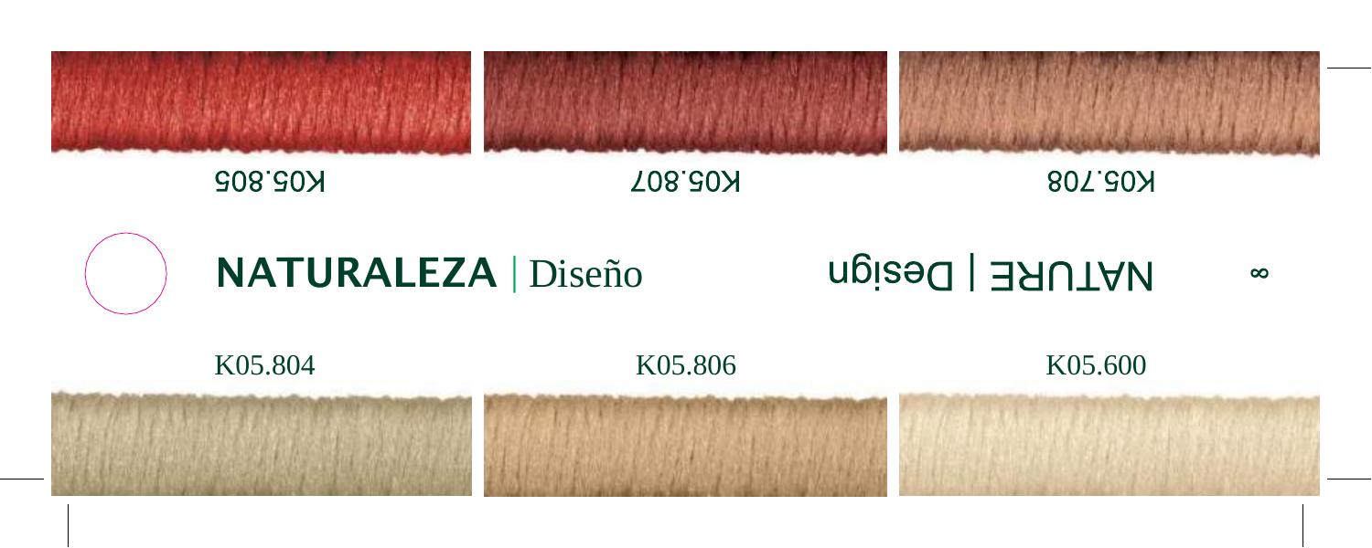K05.805

K05.807

K05.708

**NATURALEZA** | Diseño

NATURE | Design

K05.804

K05.806

K05.600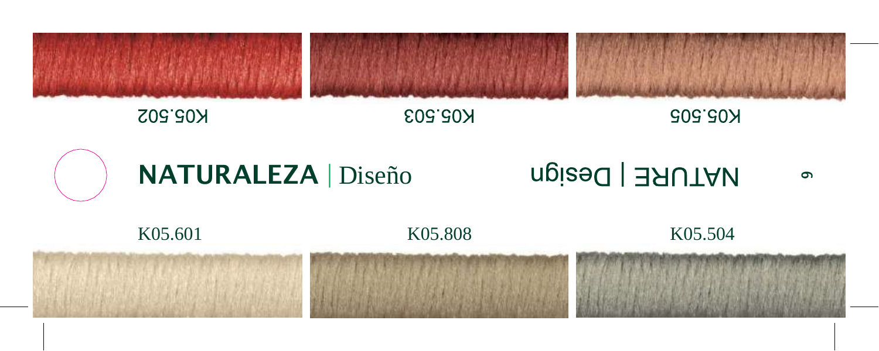K05.502

K05.503

K05.505

NATURE | Design

# NATURALEZA | Diseño

K05.601

K05.808

K05.504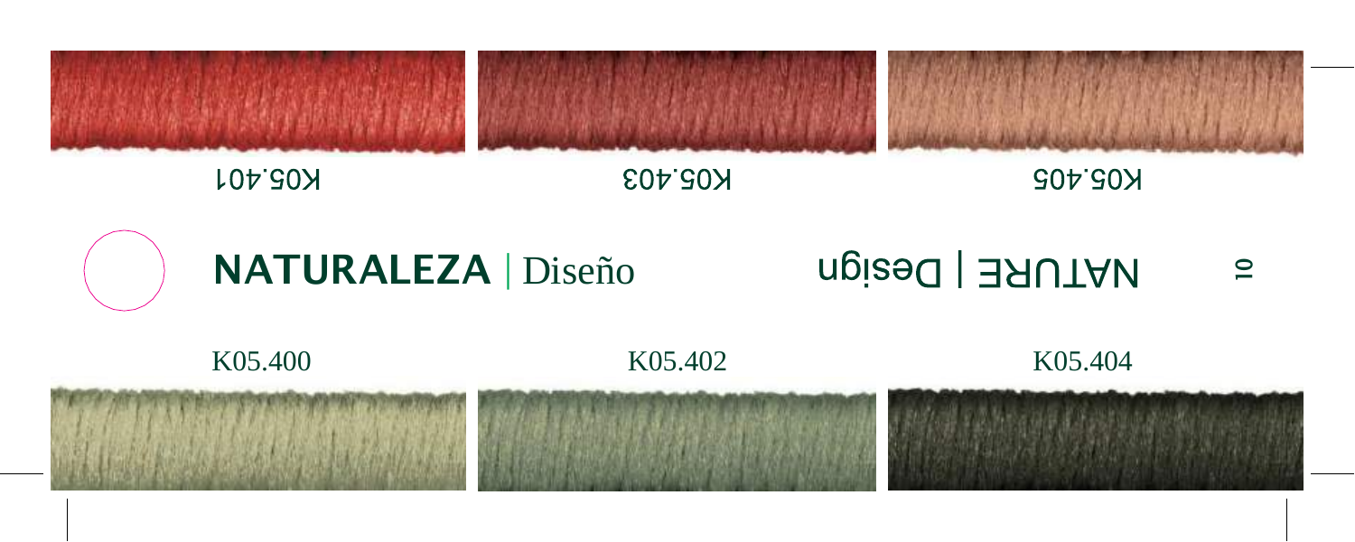K05.401

K05.403

K05.405

**NATURALEZA** | Diseño

NATURE | Design

K05.400

K05.402

K05.404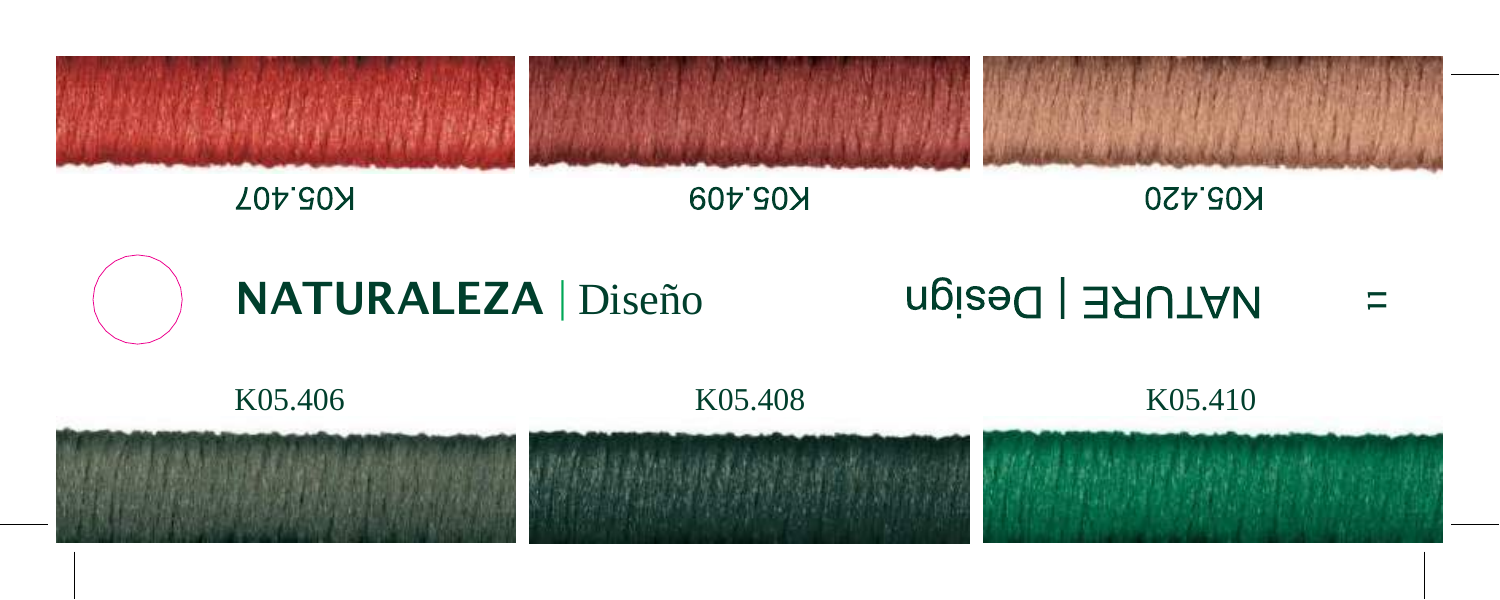K05.407

K05.409

K05.420

## NATURALEZA | Diseño

## NATURE | Design

K05.406

K05.408

K05.410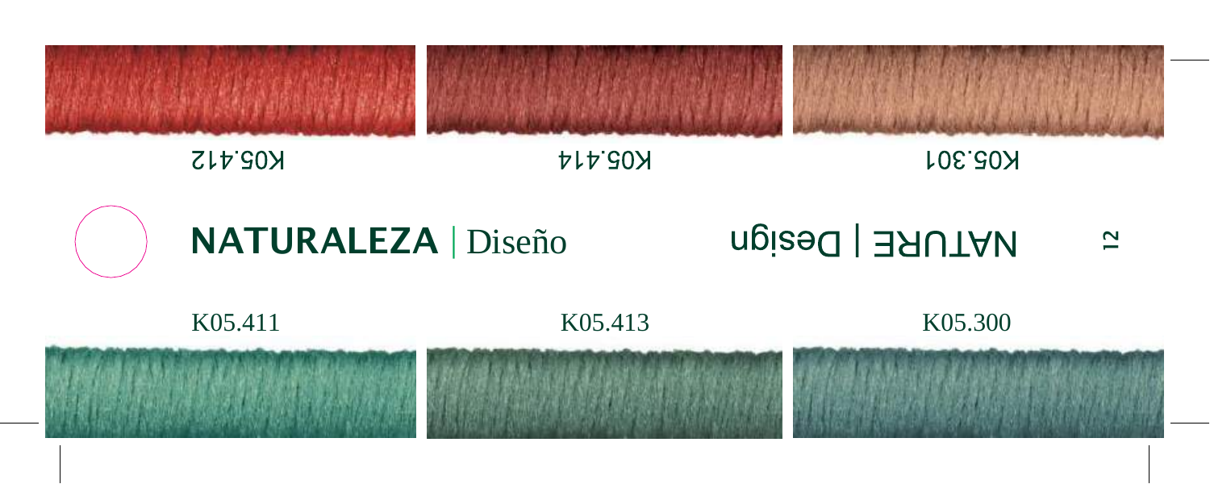K05.412

K05.414

K05.301

## NATURALEZA | Diseño

## NATURE | Design

K05.411

K05.413

K05.300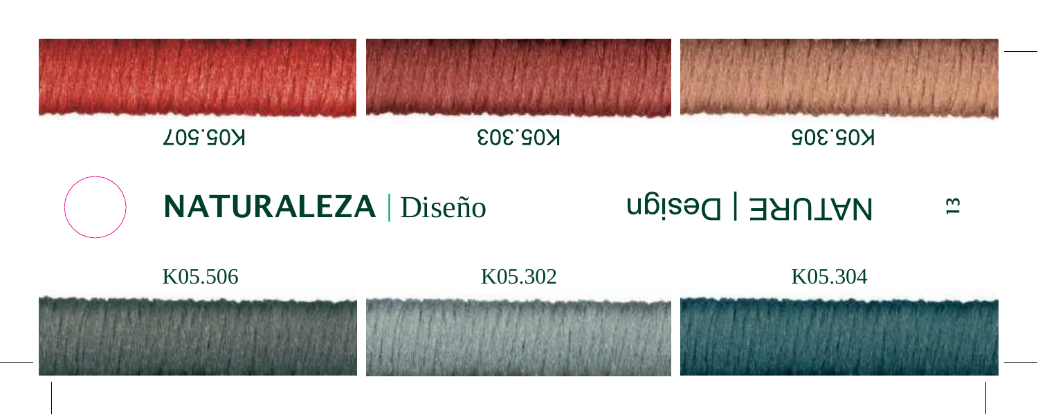K05.507

K05.303

K05.305

**NATURALEZA** | Diseño

NATURE | Design

K05.506

K05.302

K05.304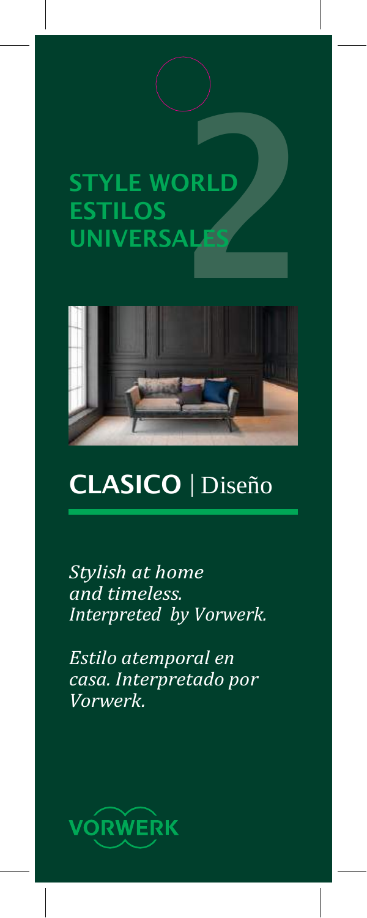# STYLE WORLD ESTILOS UNIVERSALES

2

## CLASICO | Diseño

*Stylish at home and timeless. Interpreted by Vorwerk.*

*Estilo atemporal en casa. Interpretado por Vorwerk.*

VORWERK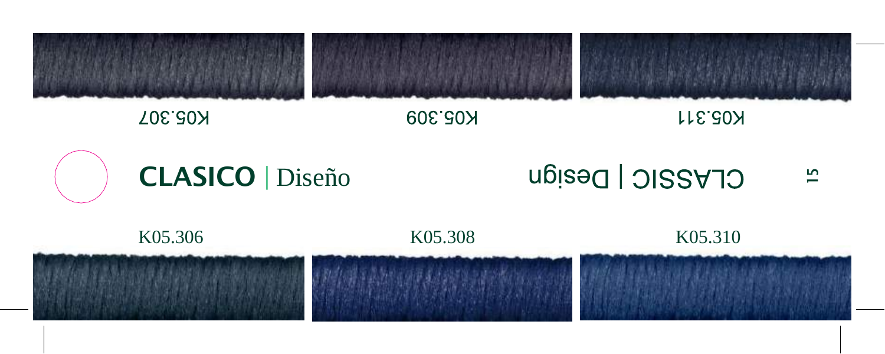K05.307 K05.309 K05.311

**CLASICO** | Diseño

CLASSIC | Design

K05.306 K05.308 K05.310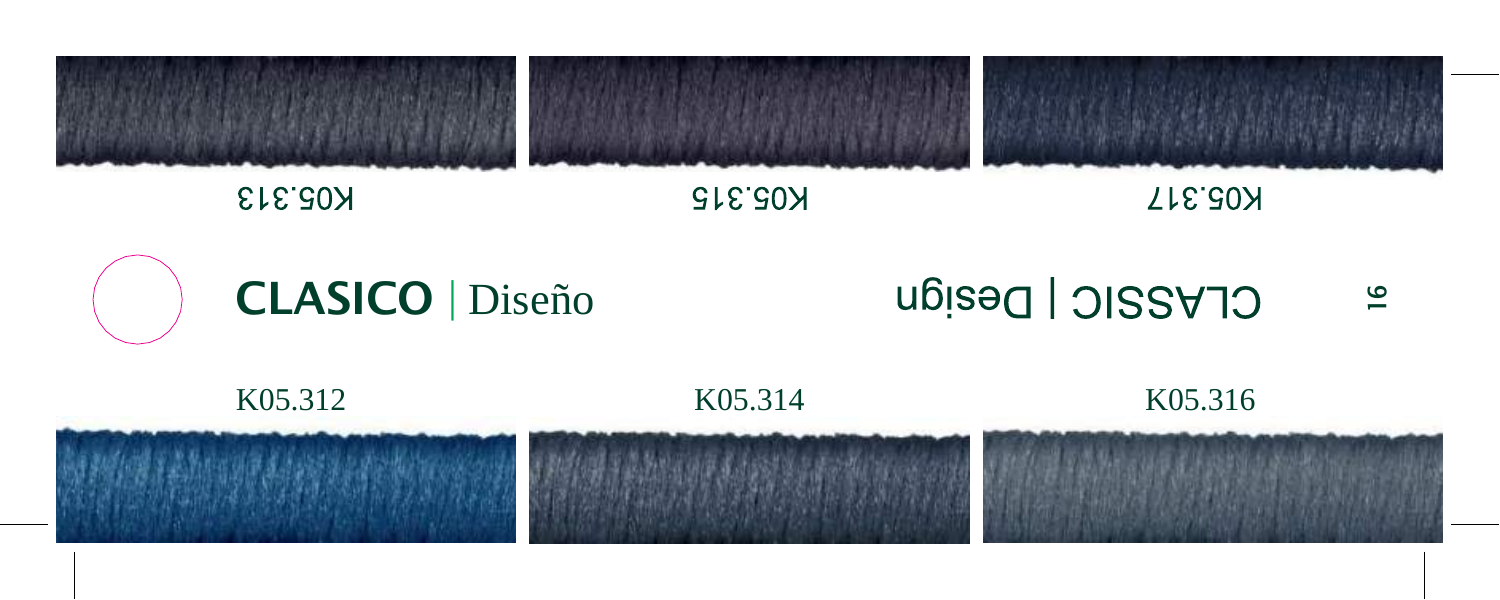K05.313

K05.315

K05.317

CLASSIC | Design

**CLASICO** | Diseño

K05.312

K05.314

K05.316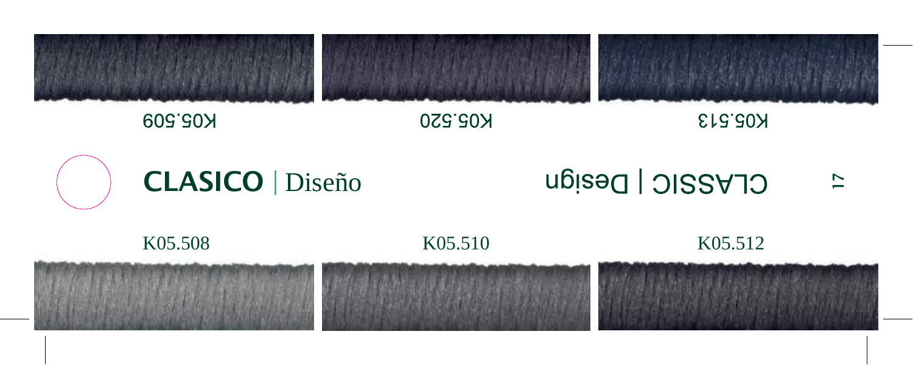K05.509

K05.520

K05.513

**CLASICO** | Diseño

CLASSIC | Design

K05.508

K05.510

K05.512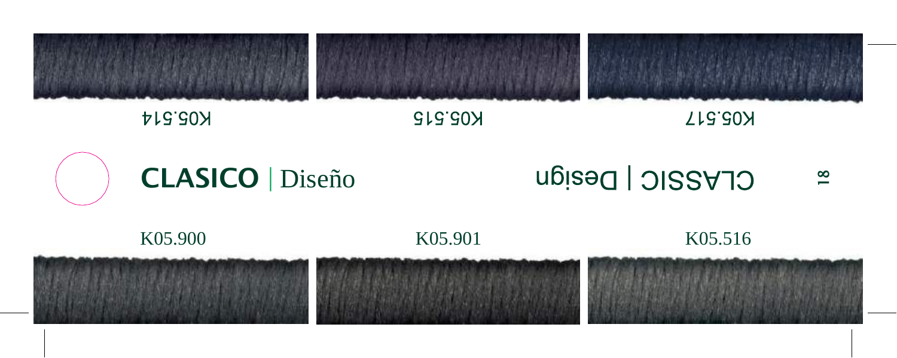K05.514

K05.515

K05.517

**CLASICO** | Diseño

CLASSIC | Design

K05.900

K05.901

K05.516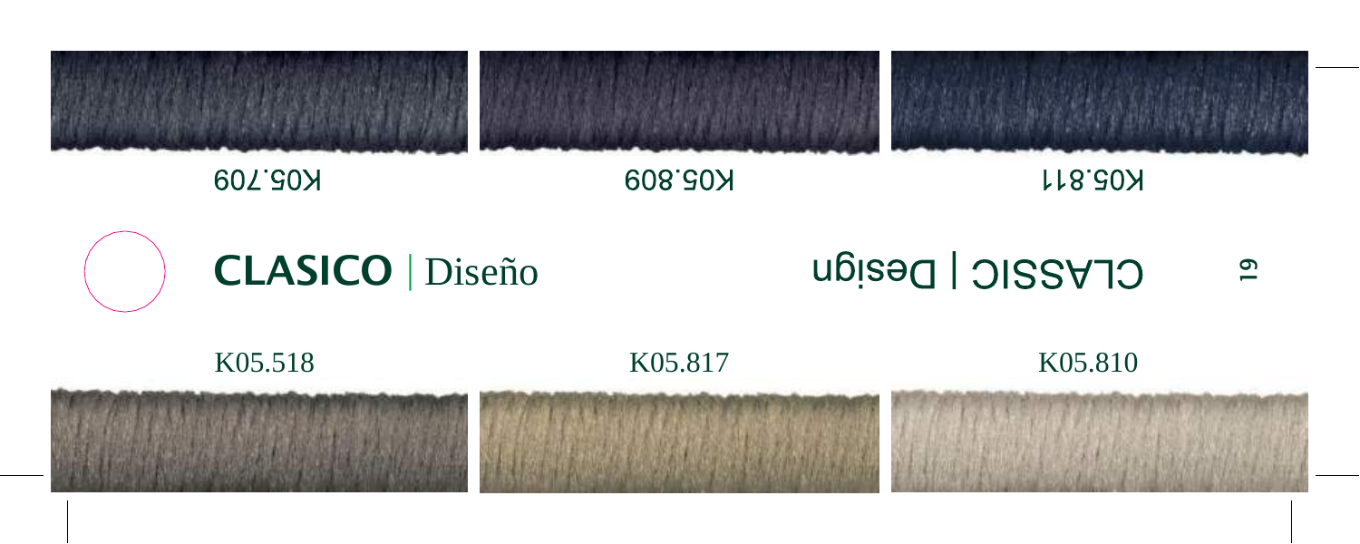K05.709

K05.809

K05.811

CLASSIC | Design

**CLASICO** | Diseño

K05.518

K05.817

K05.810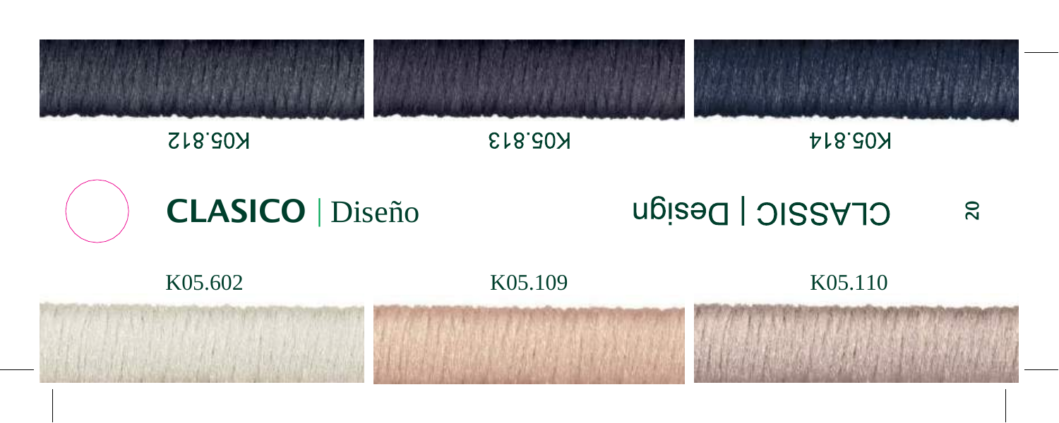K05.812

K05.813

K05.814

## CLASICO | Diseño

## CLASSIC | Design

K05.602

K05.109

K05.110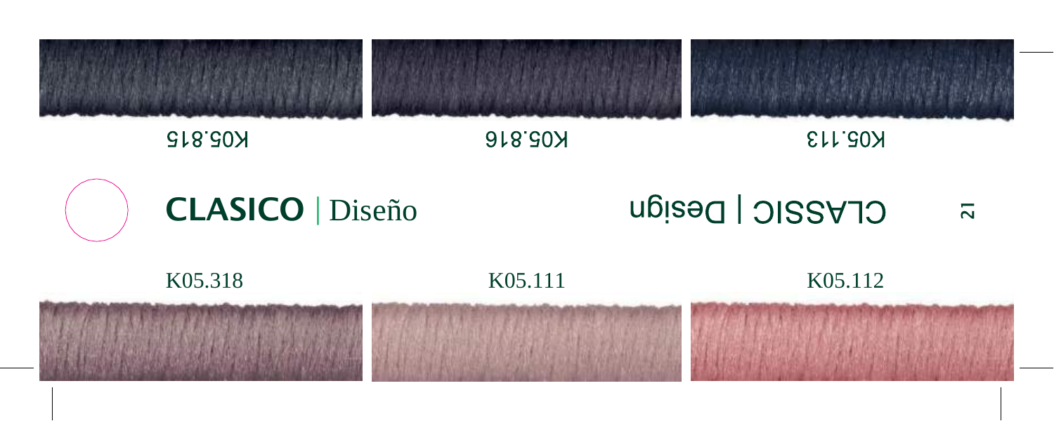K05.815

K05.816

K05.113

**CLASICO** | Diseño

CLASSIC | Design

K05.318

K05.111

K05.112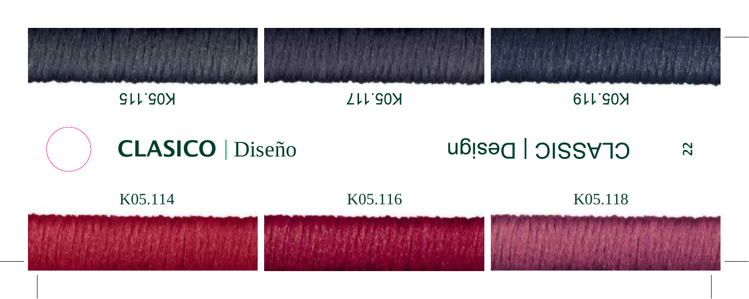K05.115

K05.117

K05.119

# CLASICO | Diseño

# CLASSIC | Design

K05.114

K05.116

K05.118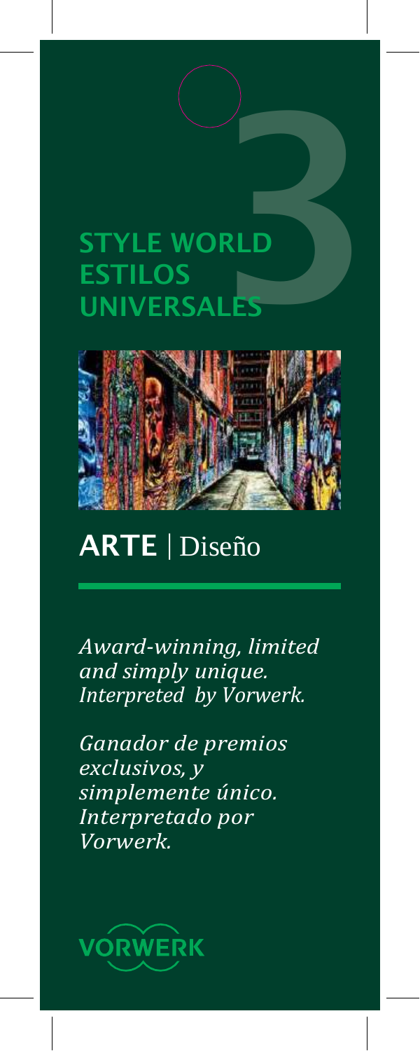# STYLE WORLD ESTILOS UNIVERSALES

3

## ARTE | Diseño

*Award-winning, limited and simply unique. Interpreted by Vorwerk.*

*Ganador de premios exclusivos, y simplemente único. Interpretado por Vorwerk.*

VORWERK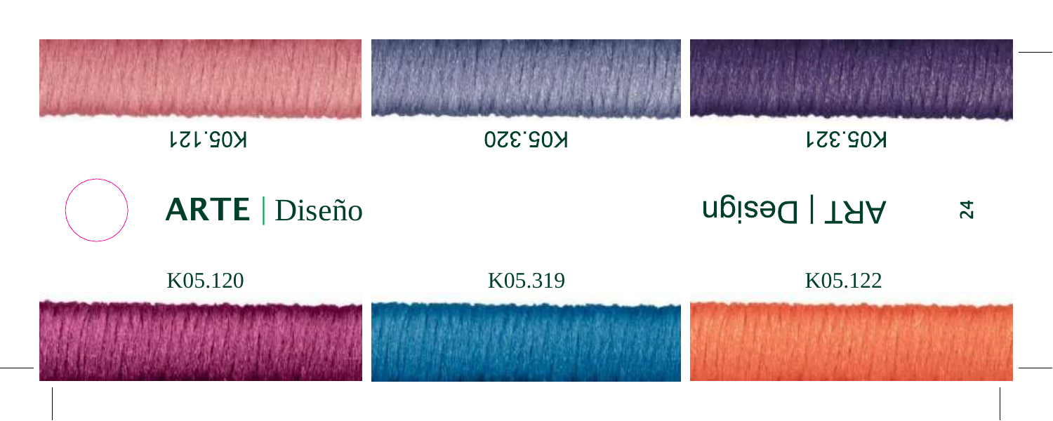K05.121

K05.320

K05.321

**ARTE** | Diseño

ART | Design

K05.120

K05.319

K05.122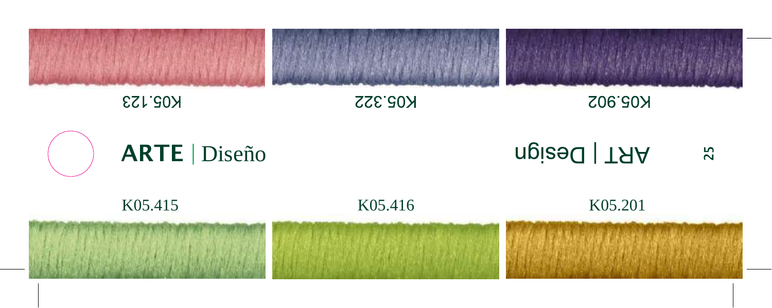K05.123

K05.322

K05.902

ARTE | Diseño

ART | Design

K05.415

K05.416

K05.201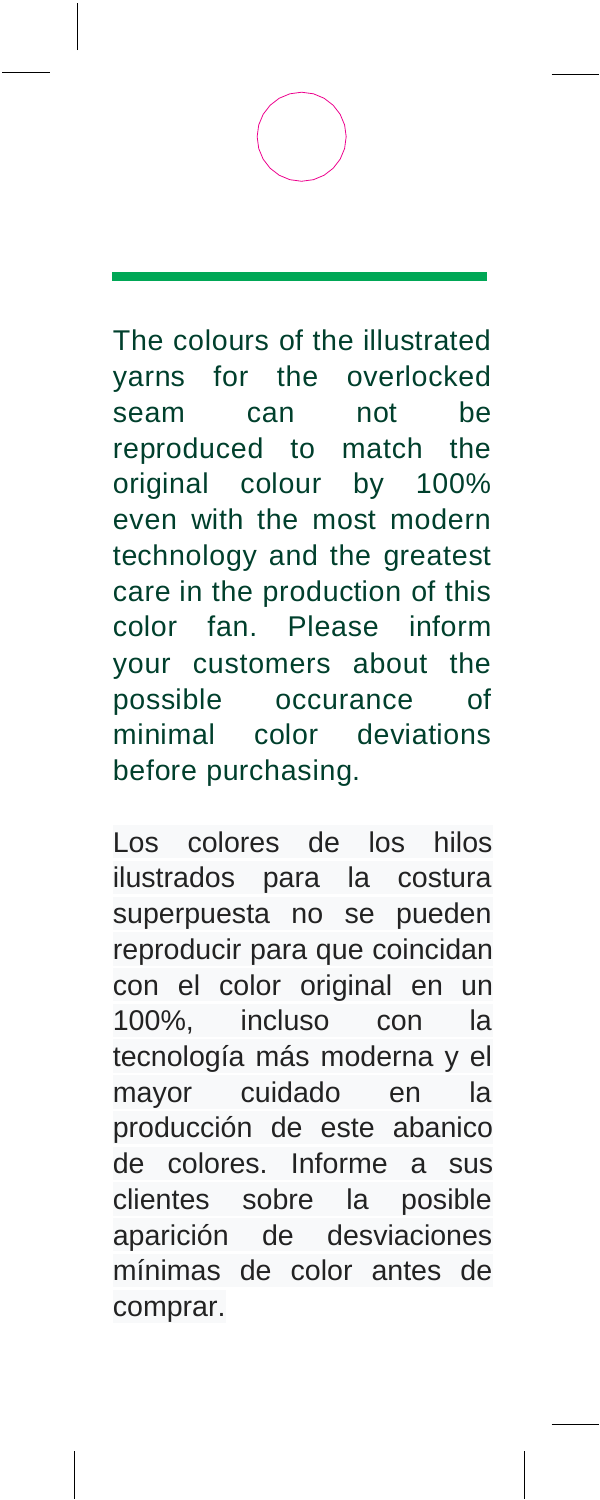The colours of the illustrated yarns for the overlocked seam can not be reproduced to match the original colour by 100% even with the most modern technology and the greatest care in the production of this color fan. Please inform your customers about the possible occurance of minimal color deviations before purchasing.

Los colores de los hilos ilustrados para la costura superpuesta no se pueden reproducir para que coincidan con el color original en un 100%, incluso con la tecnología más moderna y el mayor cuidado en la producción de este abanico de colores. Informe a sus clientes sobre la posible aparición de desviaciones mínimas de color antes de comprar.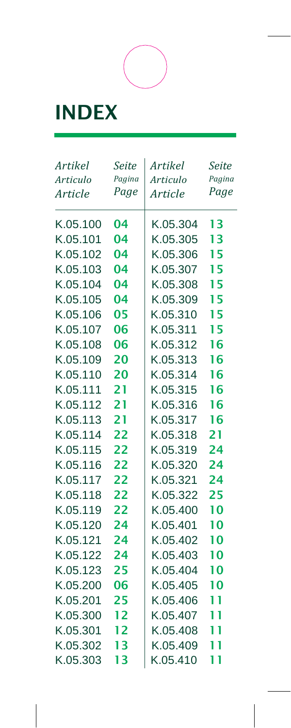# INDEX

| *Artikel* *Articulo* *Article* | *Seite* *Pagina* *Page* | *Artikel* *Articulo* *Article* | *Seite* *Pagina* *Page* |
|---|---|---|---|
| K.05.100 | **04** | K.05.304 | **13** |
| K.05.101 | **04** | K.05.305 | **13** |
| K.05.102 | **04** | K.05.306 | **15** |
| K.05.103 | **04** | K.05.307 | **15** |
| K.05.104 | **04** | K.05.308 | **15** |
| K.05.105 | **04** | K.05.309 | **15** |
| K.05.106 | **05** | K.05.310 | **15** |
| K.05.107 | **06** | K.05.311 | **15** |
| K.05.108 | **06** | K.05.312 | **16** |
| K.05.109 | **20** | K.05.313 | **16** |
| K.05.110 | **20** | K.05.314 | **16** |
| K.05.111 | **21** | K.05.315 | **16** |
| K.05.112 | **21** | K.05.316 | **16** |
| K.05.113 | **21** | K.05.317 | **16** |
| K.05.114 | **22** | K.05.318 | **21** |
| K.05.115 | **22** | K.05.319 | **24** |
| K.05.116 | **22** | K.05.320 | **24** |
| K.05.117 | **22** | K.05.321 | **24** |
| K.05.118 | **22** | K.05.322 | **25** |
| K.05.119 | **22** | K.05.400 | **10** |
| K.05.120 | **24** | K.05.401 | **10** |
| K.05.121 | **24** | K.05.402 | **10** |
| K.05.122 | **24** | K.05.403 | **10** |
| K.05.123 | **25** | K.05.404 | **10** |
| K.05.200 | **06** | K.05.405 | **10** |
| K.05.201 | **25** | K.05.406 | **11** |
| K.05.300 | **12** | K.05.407 | **11** |
| K.05.301 | **12** | K.05.408 | **11** |
| K.05.302 | **13** | K.05.409 | **11** |
| K.05.303 | **13** | K.05.410 | **11** |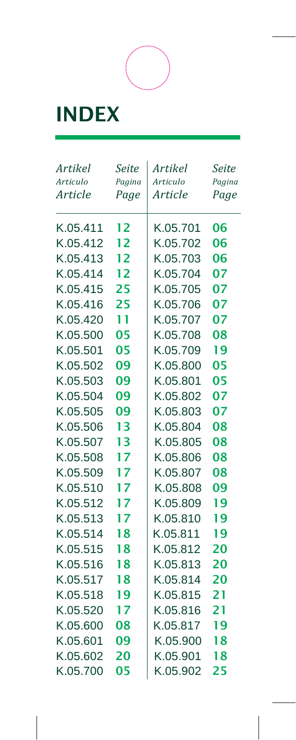# INDEX

| *Artikel* *Articulo* *Article* | *Seite* *Pagina* *Page* | *Artikel* *Articulo* *Article* | *Seite* *Pagina* *Page* |
|---|---|---|---|
| K.05.411 | **12** | K.05.701 | **06** |
| K.05.412 | **12** | K.05.702 | **06** |
| K.05.413 | **12** | K.05.703 | **06** |
| K.05.414 | **12** | K.05.704 | **07** |
| K.05.415 | **25** | K.05.705 | **07** |
| K.05.416 | **25** | K.05.706 | **07** |
| K.05.420 | **11** | K.05.707 | **07** |
| K.05.500 | **05** | K.05.708 | **08** |
| K.05.501 | **05** | K.05.709 | **19** |
| K.05.502 | **09** | K.05.800 | **05** |
| K.05.503 | **09** | K.05.801 | **05** |
| K.05.504 | **09** | K.05.802 | **07** |
| K.05.505 | **09** | K.05.803 | **07** |
| K.05.506 | **13** | K.05.804 | **08** |
| K.05.507 | **13** | K.05.805 | **08** |
| K.05.508 | **17** | K.05.806 | **08** |
| K.05.509 | **17** | K.05.807 | **08** |
| K.05.510 | **17** | K.05.808 | **09** |
| K.05.512 | **17** | K.05.809 | **19** |
| K.05.513 | **17** | K.05.810 | **19** |
| K.05.514 | **18** | K.05.811 | **19** |
| K.05.515 | **18** | K.05.812 | **20** |
| K.05.516 | **18** | K.05.813 | **20** |
| K.05.517 | **18** | K.05.814 | **20** |
| K.05.518 | **19** | K.05.815 | **21** |
| K.05.520 | **17** | K.05.816 | **21** |
| K.05.600 | **08** | K.05.817 | **19** |
| K.05.601 | **09** | K.05.900 | **18** |
| K.05.602 | **20** | K.05.901 | **18** |
| K.05.700 | **05** | K.05.902 | **25** |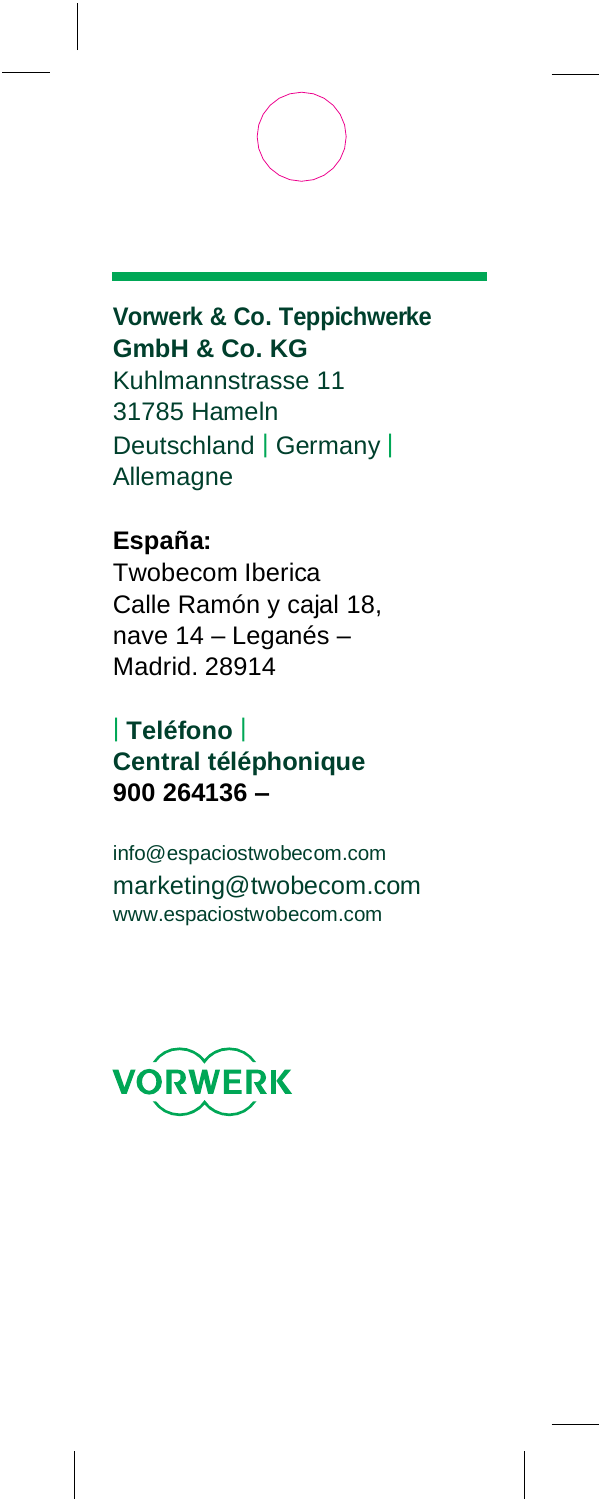**Vorwerk & Co. Teppichwerke GmbH & Co. KG**
Kuhlmannstrasse 11
31785 Hameln
Deutschland | Germany | Allemagne

**España:**
Twobecom Iberica
Calle Ramón y cajal 18,
nave 14 – Leganés –
Madrid. 28914

**| Teléfono |
Central téléphonique
900 264136 –**

info@espaciostwobecom.com
marketing@twobecom.com
www.espaciostwobecom.com

VORWERK